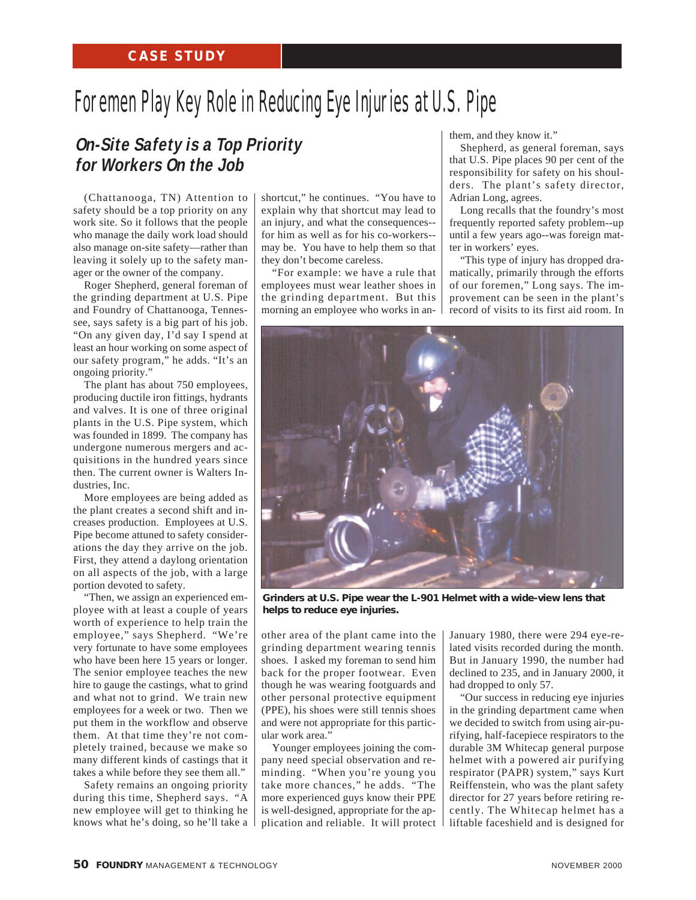CASE STUDY

# Foremen Play Key Role in Reducing Eye Injuries at U.S. Pipe

## *On-Site Safety is a Top Priority for Workers On the Job*

(Chattanooga, TN) Attention to safety should be a top priority on any work site. So it follows that the people who manage the daily work load should also manage on-site safety—rather than leaving it solely up to the safety manager or the owner of the company.

Roger Shepherd, general foreman of the grinding department at U.S. Pipe and Foundry of Chattanooga, Tennessee, says safety is a big part of his job. "On any given day, I'd say I spend at least an hour working on some aspect of our safety program," he adds. "It's an ongoing priority."

The plant has about 750 employees, producing ductile iron fittings, hydrants and valves. It is one of three original plants in the U.S. Pipe system, which was founded in 1899. The company has undergone numerous mergers and acquisitions in the hundred years since then. The current owner is Walters Industries, Inc.

More employees are being added as the plant creates a second shift and increases production. Employees at U.S. Pipe become attuned to safety considerations the day they arrive on the job. First, they attend a daylong orientation on all aspects of the job, with a large portion devoted to safety.

"Then, we assign an experienced employee with at least a couple of years worth of experience to help train the employee," says Shepherd. "We're very fortunate to have some employees who have been here 15 years or longer. The senior employee teaches the new hire to gauge the castings, what to grind and what not to grind. We train new employees for a week or two. Then we put them in the workflow and observe them. At that time they're not completely trained, because we make so many different kinds of castings that it takes a while before they see them all."

Safety remains an ongoing priority during this time, Shepherd says. "A new employee will get to thinking he knows what he's doing, so he'll take a shortcut," he continues. "You have to explain why that shortcut may lead to an injury, and what the consequences--for him as well as for his co-workers--may be. You have to help them so that they don't become careless.

"For example: we have a rule that employees must wear leather shoes in the grinding department. But this morning an employee who works in another area of the plant came into the grinding department wearing tennis shoes. I asked my foreman to send him back for the proper footwear. Even though he was wearing footguards and other personal protective equipment (PPE), his shoes were still tennis shoes and were not appropriate for this particular work area."

Younger employees joining the company need special observation and reminding. "When you're young you take more chances," he adds. "The more experienced guys know their PPE is well-designed, appropriate for the application and reliable. It will protect them, and they know it."

Shepherd, as general foreman, says that U.S. Pipe places 90 per cent of the responsibility for safety on his shoulders. The plant's safety director, Adrian Long, agrees.

Long recalls that the foundry's most frequently reported safety problem--up until a few years ago--was foreign matter in workers' eyes.

"This type of injury has dropped dramatically, primarily through the efforts of our foremen," Long says. The improvement can be seen in the plant's record of visits to its first aid room. In January 1980, there were 294 eye-related visits recorded during the month. But in January 1990, the number had declined to 235, and in January 2000, it had dropped to only 57.

"Our success in reducing eye injuries in the grinding department came when we decided to switch from using air-purifying, half-facepiece respirators to the durable 3M Whitecap general purpose helmet with a powered air purifying respirator (PAPR) system," says Kurt Reiffenstein, who was the plant safety director for 27 years before retiring recently. The Whitecap helmet has a liftable faceshield and is designed for

**Grinders at U.S. Pipe wear the L-901 Helmet with a wide-view lens that helps to reduce eye injuries.**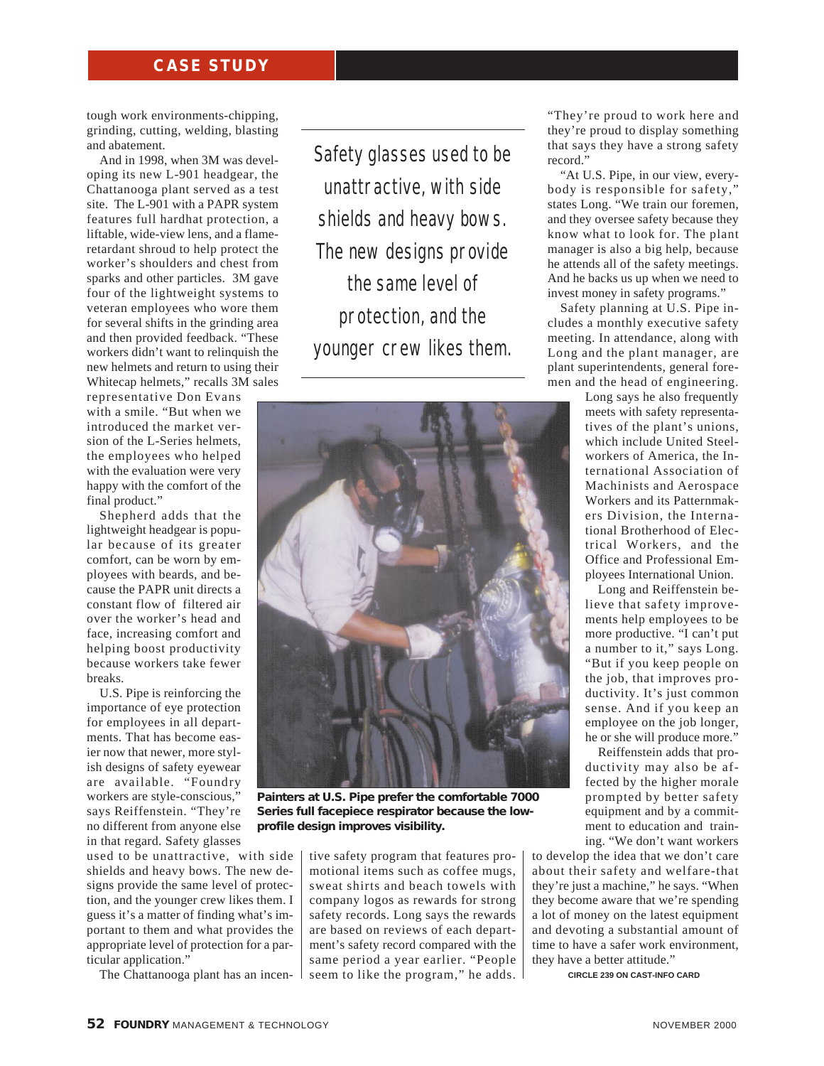tough work environments-chipping, grinding, cutting, welding, blasting and abatement.

And in 1998, when 3M was developing its new L-901 headgear, the Chattanooga plant served as a test site. The L-901 with a PAPR system features full hardhat protection, a liftable, wide-view lens, and a flame-retardant shroud to help protect the worker's shoulders and chest from sparks and other particles. 3M gave four of the lightweight systems to veteran employees who wore them for several shifts in the grinding area and then provided feedback. "These workers didn't want to relinquish the new helmets and return to using their Whitecap helmets," recalls 3M sales representative Don Evans with a smile. "But when we introduced the market version of the L-Series helmets, the employees who helped with the evaluation were very happy with the comfort of the final product."

Shepherd adds that the lightweight headgear is popular because of its greater comfort, can be worn by employees with beards, and because the PAPR unit directs a constant flow of filtered air over the worker's head and face, increasing comfort and helping boost productivity because workers take fewer breaks.

U.S. Pipe is reinforcing the importance of eye protection for employees in all departments. That has become easier now that newer, more stylish designs of safety eyewear are available. "Foundry workers are style-conscious," says Reiffenstein. "They're no different from anyone else in that regard. Safety glasses used to be unattractive, with side shields and heavy bows. The new designs provide the same level of protection, and the younger crew likes them. I guess it's a matter of finding what's important to them and what provides the appropriate level of protection for a particular application."

> *Safety glasses used to be unattractive, with side shields and heavy bows. The new designs provide the same level of protection, and the younger crew likes them.*

**Painters at U.S. Pipe prefer the comfortable 7000 Series full facepiece respirator because the low-profile design improves visibility.**

The Chattanooga plant has an incentive safety program that features promotional items such as coffee mugs, sweat shirts and beach towels with company logos as rewards for strong safety records. Long says the rewards are based on reviews of each department's safety record compared with the same period a year earlier. "People seem to like the program," he adds. "They're proud to work here and they're proud to display something that says they have a strong safety record."

"At U.S. Pipe, in our view, everybody is responsible for safety," states Long. "We train our foremen, and they oversee safety because they know what to look for. The plant manager is also a big help, because he attends all of the safety meetings. And he backs us up when we need to invest money in safety programs."

Safety planning at U.S. Pipe includes a monthly executive safety meeting. In attendance, along with Long and the plant manager, are plant superintendents, general foremen and the head of engineering.

Long says he also frequently meets with safety representatives of the plant's unions, which include United Steelworkers of America, the International Association of Machinists and Aerospace Workers and its Patternmakers Division, the International Brotherhood of Electrical Workers, and the Office and Professional Employees International Union.

Long and Reiffenstein believe that safety improvements help employees to be more productive. "I can't put a number to it," says Long. "But if you keep people on the job, that improves productivity. It's just common sense. And if you keep an employee on the job longer, he or she will produce more."

Reiffenstein adds that productivity may also be affected by the higher morale prompted by better safety equipment and by a commitment to education and training. "We don't want workers to develop the idea that we don't care about their safety and welfare-that they're just a machine," he says. "When they become aware that we're spending a lot of money on the latest equipment and devoting a substantial amount of time to have a safer work environment, they have a better attitude."

**CIRCLE 239 ON CAST-INFO CARD**